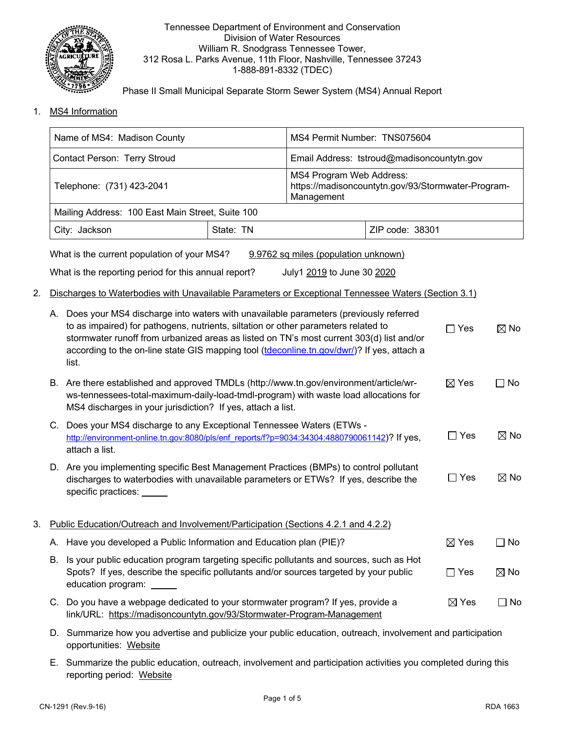Tennessee Department of Environment and Conservation
Division of Water Resources
William R. Snodgrass Tennessee Tower,
312 Rosa L. Parks Avenue, 11th Floor, Nashville, Tennessee 37243
1-888-891-8332 (TDEC)

Phase II Small Municipal Separate Storm Sewer System (MS4) Annual Report

1. MS4 Information

| Name of MS4: Madison County | | MS4 Permit Number: TNS075604 |
|---|---|---|
| Contact Person: Terry Stroud | | Email Address: tstroud@madisoncountytn.gov |
| Telephone: (731) 423-2041 | | MS4 Program Web Address: https://madisoncountytn.gov/93/Stormwater-Program-Management |
| Mailing Address: 100 East Main Street, Suite 100 | | |
| City: Jackson | State: TN | ZIP code: 38301 |

What is the current population of your MS4? 9.9762 sq miles (population unknown)

What is the reporting period for this annual report? July1 2019 to June 30 2020

2. Discharges to Waterbodies with Unavailable Parameters or Exceptional Tennessee Waters (Section 3.1)

A. Does your MS4 discharge into waters with unavailable parameters (previously referred to as impaired) for pathogens, nutrients, siltation or other parameters related to stormwater runoff from urbanized areas as listed on TN's most current 303(d) list and/or according to the on-line state GIS mapping tool (tdeconline.tn.gov/dwr/)? If yes, attach a list. ☐ Yes ☒ No

B. Are there established and approved TMDLs (http://www.tn.gov/environment/article/wr-ws-tennessees-total-maximum-daily-load-tmdl-program) with waste load allocations for MS4 discharges in your jurisdiction? If yes, attach a list. ☒ Yes ☐ No

C. Does your MS4 discharge to any Exceptional Tennessee Waters (ETWs - http://environment-online.tn.gov:8080/pls/enf_reports/f?p=9034:34304:4880790061142)? If yes, attach a list. ☐ Yes ☒ No

D. Are you implementing specific Best Management Practices (BMPs) to control pollutant discharges to waterbodies with unavailable parameters or ETWs? If yes, describe the specific practices: \_\_\_\_\_ ☐ Yes ☒ No

3. Public Education/Outreach and Involvement/Participation (Sections 4.2.1 and 4.2.2)

A. Have you developed a Public Information and Education plan (PIE)? ☒ Yes ☐ No

B. Is your public education program targeting specific pollutants and sources, such as Hot Spots? If yes, describe the specific pollutants and/or sources targeted by your public education program: \_\_\_\_\_ ☐ Yes ☒ No

C. Do you have a webpage dedicated to your stormwater program? If yes, provide a link/URL: https://madisoncountytn.gov/93/Stormwater-Program-Management ☒ Yes ☐ No

D. Summarize how you advertise and publicize your public education, outreach, involvement and participation opportunities: Website

E. Summarize the public education, outreach, involvement and participation activities you completed during this reporting period: Website

CN-1291 (Rev.9-16) RDA 1663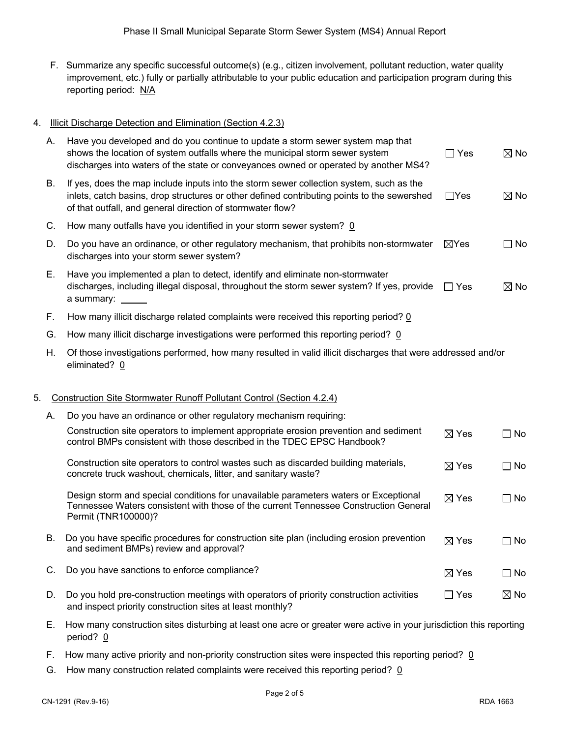F. Summarize any specific successful outcome(s) (e.g., citizen involvement, pollutant reduction, water quality improvement, etc.) fully or partially attributable to your public education and participation program during this reporting period: N/A

4. Illicit Discharge Detection and Elimination (Section 4.2.3)

A. Have you developed and do you continue to update a storm sewer system map that shows the location of system outfalls where the municipal storm sewer system discharges into waters of the state or conveyances owned or operated by another MS4? ☐ Yes ☒ No

B. If yes, does the map include inputs into the storm sewer collection system, such as the inlets, catch basins, drop structures or other defined contributing points to the sewershed of that outfall, and general direction of stormwater flow? ☐ Yes ☒ No

C. How many outfalls have you identified in your storm sewer system? 0

D. Do you have an ordinance, or other regulatory mechanism, that prohibits non-stormwater discharges into your storm sewer system? ☒ Yes ☐ No

E. Have you implemented a plan to detect, identify and eliminate non-stormwater discharges, including illegal disposal, throughout the storm sewer system? If yes, provide a summary: _____ ☐ Yes ☒ No

F. How many illicit discharge related complaints were received this reporting period? 0

G. How many illicit discharge investigations were performed this reporting period? 0

H. Of those investigations performed, how many resulted in valid illicit discharges that were addressed and/or eliminated? 0

5. Construction Site Stormwater Runoff Pollutant Control (Section 4.2.4)

A. Do you have an ordinance or other regulatory mechanism requiring:

Construction site operators to implement appropriate erosion prevention and sediment control BMPs consistent with those described in the TDEC EPSC Handbook? ☒ Yes ☐ No

Construction site operators to control wastes such as discarded building materials, concrete truck washout, chemicals, litter, and sanitary waste? ☒ Yes ☐ No

Design storm and special conditions for unavailable parameters waters or Exceptional Tennessee Waters consistent with those of the current Tennessee Construction General Permit (TNR100000)? ☒ Yes ☐ No

B. Do you have specific procedures for construction site plan (including erosion prevention and sediment BMPs) review and approval? ☒ Yes ☐ No

C. Do you have sanctions to enforce compliance? ☒ Yes ☐ No

D. Do you hold pre-construction meetings with operators of priority construction activities and inspect priority construction sites at least monthly? ☐ Yes ☒ No

E. How many construction sites disturbing at least one acre or greater were active in your jurisdiction this reporting period? 0

F. How many active priority and non-priority construction sites were inspected this reporting period? 0

G. How many construction related complaints were received this reporting period? 0

CN-1291 (Rev.9-16) RDA 1663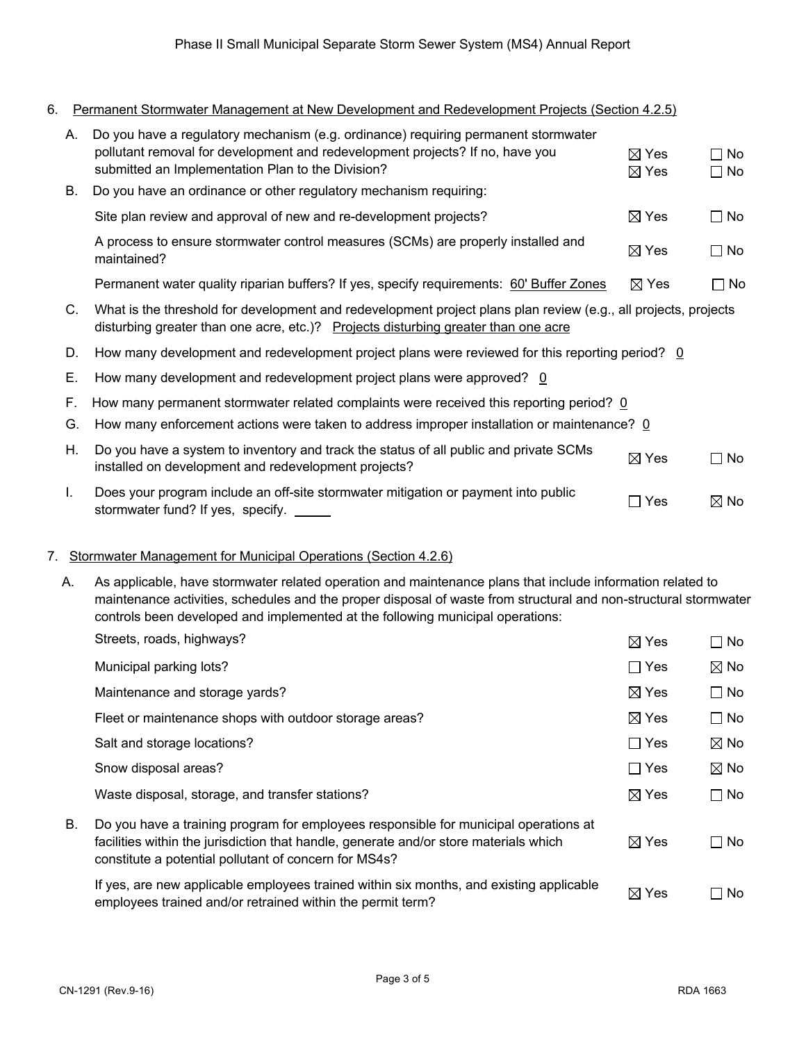6. Permanent Stormwater Management at New Development and Redevelopment Projects (Section 4.2.5)

A. Do you have a regulatory mechanism (e.g. ordinance) requiring permanent stormwater pollutant removal for development and redevelopment projects? If no, have you submitted an Implementation Plan to the Division?
☒ Yes ☐ No
☒ Yes ☐ No

B. Do you have an ordinance or other regulatory mechanism requiring:

| | | |
|---|---|---|
| Site plan review and approval of new and re-development projects? | ☒ Yes | ☐ No |
| A process to ensure stormwater control measures (SCMs) are properly installed and maintained? | ☒ Yes | ☐ No |
| Permanent water quality riparian buffers? If yes, specify requirements: 60' Buffer Zones | ☒ Yes | ☐ No |

C. What is the threshold for development and redevelopment project plans plan review (e.g., all projects, projects disturbing greater than one acre, etc.)? Projects disturbing greater than one acre

D. How many development and redevelopment project plans were reviewed for this reporting period? 0

E. How many development and redevelopment project plans were approved? 0

F. How many permanent stormwater related complaints were received this reporting period? 0

G. How many enforcement actions were taken to address improper installation or maintenance? 0

H. Do you have a system to inventory and track the status of all public and private SCMs installed on development and redevelopment projects? ☒ Yes ☐ No

I. Does your program include an off-site stormwater mitigation or payment into public stormwater fund? If yes, specify. _____ ☐ Yes ☒ No

7. Stormwater Management for Municipal Operations (Section 4.2.6)

A. As applicable, have stormwater related operation and maintenance plans that include information related to maintenance activities, schedules and the proper disposal of waste from structural and non-structural stormwater controls been developed and implemented at the following municipal operations:

| | | |
|---|---|---|
| Streets, roads, highways? | ☒ Yes | ☐ No |
| Municipal parking lots? | ☐ Yes | ☒ No |
| Maintenance and storage yards? | ☒ Yes | ☐ No |
| Fleet or maintenance shops with outdoor storage areas? | ☒ Yes | ☐ No |
| Salt and storage locations? | ☐ Yes | ☒ No |
| Snow disposal areas? | ☐ Yes | ☒ No |
| Waste disposal, storage, and transfer stations? | ☒ Yes | ☐ No |

B. Do you have a training program for employees responsible for municipal operations at facilities within the jurisdiction that handle, generate and/or store materials which constitute a potential pollutant of concern for MS4s? ☒ Yes ☐ No

If yes, are new applicable employees trained within six months, and existing applicable employees trained and/or retrained within the permit term? ☒ Yes ☐ No

CN-1291 (Rev.9-16) RDA 1663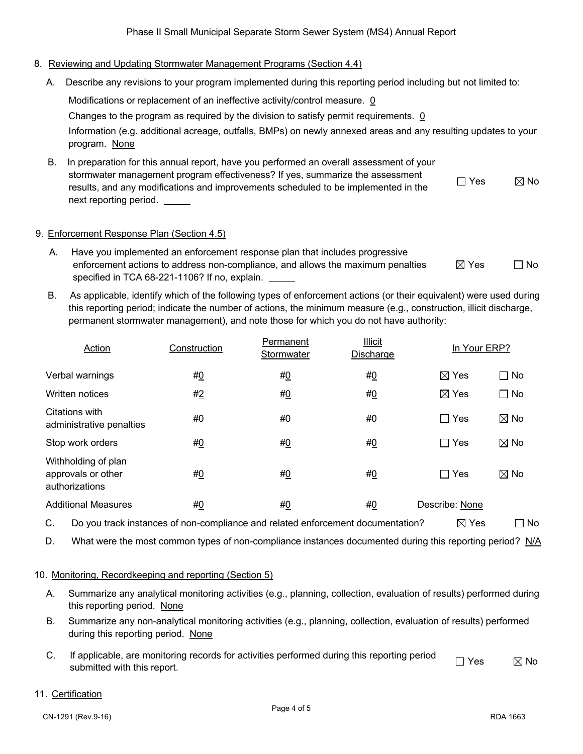8. Reviewing and Updating Stormwater Management Programs (Section 4.4)

   A. Describe any revisions to your program implemented during this reporting period including but not limited to:

      Modifications or replacement of an ineffective activity/control measure. 0

      Changes to the program as required by the division to satisfy permit requirements. 0

      Information (e.g. additional acreage, outfalls, BMPs) on newly annexed areas and any resulting updates to your program. None

   B. In preparation for this annual report, have you performed an overall assessment of your stormwater management program effectiveness? If yes, summarize the assessment results, and any modifications and improvements scheduled to be implemented in the next reporting period. ______ ☐ Yes ☒ No

9. Enforcement Response Plan (Section 4.5)

   A. Have you implemented an enforcement response plan that includes progressive enforcement actions to address non-compliance, and allows the maximum penalties specified in TCA 68-221-1106? If no, explain. ______ ☒ Yes ☐ No

   B. As applicable, identify which of the following types of enforcement actions (or their equivalent) were used during this reporting period; indicate the number of actions, the minimum measure (e.g., construction, illicit discharge, permanent stormwater management), and note those for which you do not have authority:

| Action | Construction | Permanent Stormwater | Illicit Discharge | In Your ERP? | |
|---|---|---|---|---|---|
| Verbal warnings | #0 | #0 | #0 | ☒ Yes | ☐ No |
| Written notices | #2 | #0 | #0 | ☒ Yes | ☐ No |
| Citations with administrative penalties | #0 | #0 | #0 | ☐ Yes | ☒ No |
| Stop work orders | #0 | #0 | #0 | ☐ Yes | ☒ No |
| Withholding of plan approvals or other authorizations | #0 | #0 | #0 | ☐ Yes | ☒ No |
| Additional Measures | #0 | #0 | #0 | Describe: None | |

   C. Do you track instances of non-compliance and related enforcement documentation? ☒ Yes ☐ No

   D. What were the most common types of non-compliance instances documented during this reporting period? N/A

10. Monitoring, Recordkeeping and reporting (Section 5)

   A. Summarize any analytical monitoring activities (e.g., planning, collection, evaluation of results) performed during this reporting period. None

   B. Summarize any non-analytical monitoring activities (e.g., planning, collection, evaluation of results) performed during this reporting period. None

   C. If applicable, are monitoring records for activities performed during this reporting period submitted with this report. ☐ Yes ☒ No

11. Certification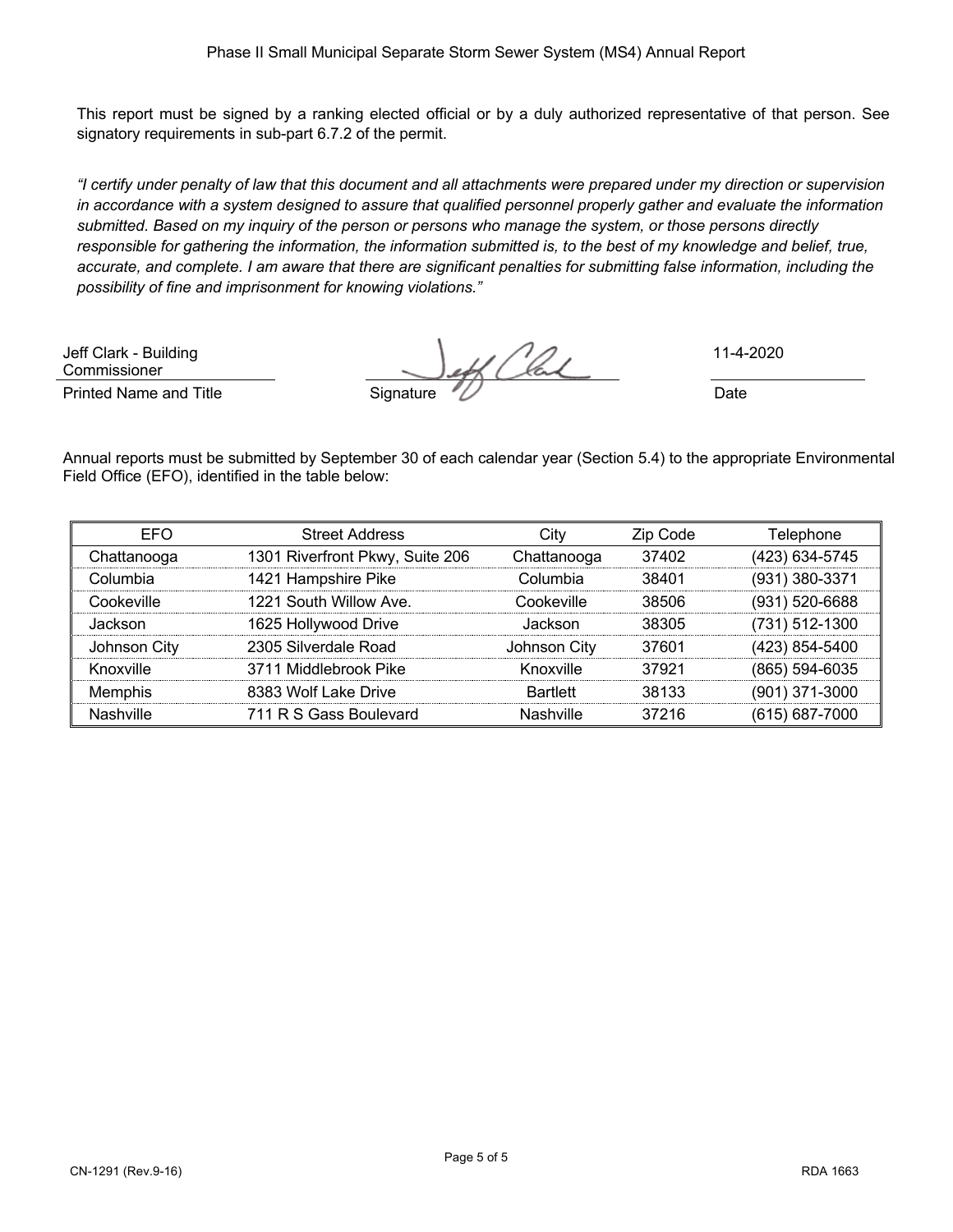This report must be signed by a ranking elected official or by a duly authorized representative of that person. See signatory requirements in sub-part 6.7.2 of the permit.

*"I certify under penalty of law that this document and all attachments were prepared under my direction or supervision in accordance with a system designed to assure that qualified personnel properly gather and evaluate the information submitted. Based on my inquiry of the person or persons who manage the system, or those persons directly responsible for gathering the information, the information submitted is, to the best of my knowledge and belief, true, accurate, and complete. I am aware that there are significant penalties for submitting false information, including the possibility of fine and imprisonment for knowing violations."*

| Jeff Clark - Building Commissioner | Jeff Clark | 11-4-2020 |
|---|---|---|
| Printed Name and Title | Signature | Date |

Annual reports must be submitted by September 30 of each calendar year (Section 5.4) to the appropriate Environmental Field Office (EFO), identified in the table below:

| EFO | Street Address | City | Zip Code | Telephone |
|---|---|---|---|---|
| Chattanooga | 1301 Riverfront Pkwy, Suite 206 | Chattanooga | 37402 | (423) 634-5745 |
| Columbia | 1421 Hampshire Pike | Columbia | 38401 | (931) 380-3371 |
| Cookeville | 1221 South Willow Ave. | Cookeville | 38506 | (931) 520-6688 |
| Jackson | 1625 Hollywood Drive | Jackson | 38305 | (731) 512-1300 |
| Johnson City | 2305 Silverdale Road | Johnson City | 37601 | (423) 854-5400 |
| Knoxville | 3711 Middlebrook Pike | Knoxville | 37921 | (865) 594-6035 |
| Memphis | 8383 Wolf Lake Drive | Bartlett | 38133 | (901) 371-3000 |
| Nashville | 711 R S Gass Boulevard | Nashville | 37216 | (615) 687-7000 |

CN-1291 (Rev.9-16) RDA 1663